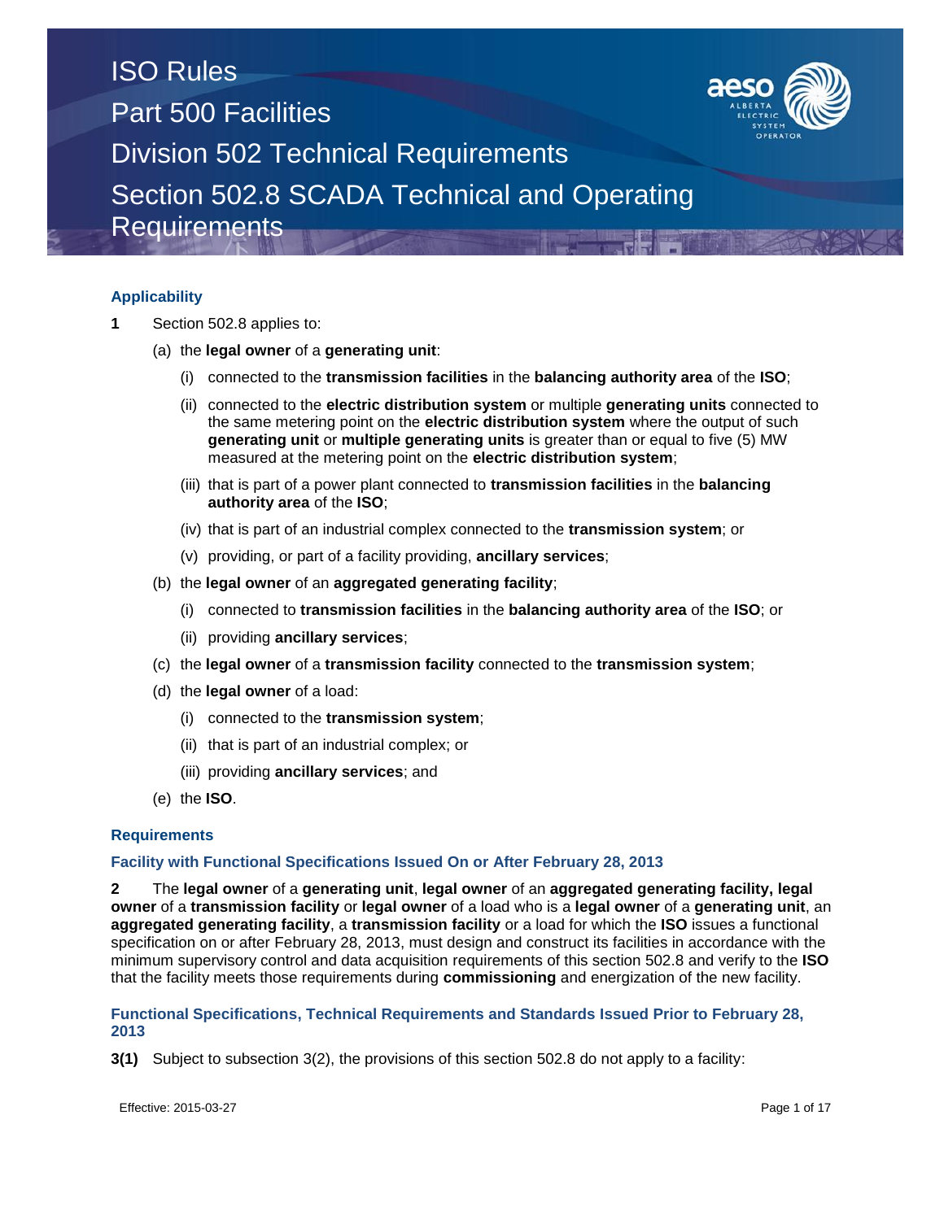# ISO Rules
## Part 500 Facilities
## Division 502 Technical Requirements
## Section 502.8 SCADA Technical and Operating Requirements

### Applicability

**1** Section 502.8 applies to:

(a) the **legal owner** of a **generating unit**:

(i) connected to the **transmission facilities** in the **balancing authority area** of the **ISO**;

(ii) connected to the **electric distribution system** or multiple **generating units** connected to the same metering point on the **electric distribution system** where the output of such **generating unit** or **multiple generating units** is greater than or equal to five (5) MW measured at the metering point on the **electric distribution system**;

(iii) that is part of a power plant connected to **transmission facilities** in the **balancing authority area** of the **ISO**;

(iv) that is part of an industrial complex connected to the **transmission system**; or

(v) providing, or part of a facility providing, **ancillary services**;

(b) the **legal owner** of an **aggregated generating facility**;

(i) connected to **transmission facilities** in the **balancing authority area** of the **ISO**; or

(ii) providing **ancillary services**;

(c) the **legal owner** of a **transmission facility** connected to the **transmission system**;

(d) the **legal owner** of a load:

(i) connected to the **transmission system**;

(ii) that is part of an industrial complex; or

(iii) providing **ancillary services**; and

(e) the **ISO**.

### Requirements

#### Facility with Functional Specifications Issued On or After February 28, 2013

**2** The **legal owner** of a **generating unit**, **legal owner** of an **aggregated generating facility, legal owner** of a **transmission facility** or **legal owner** of a load who is a **legal owner** of a **generating unit**, an **aggregated generating facility**, a **transmission facility** or a load for which the **ISO** issues a functional specification on or after February 28, 2013, must design and construct its facilities in accordance with the minimum supervisory control and data acquisition requirements of this section 502.8 and verify to the **ISO** that the facility meets those requirements during **commissioning** and energization of the new facility.

#### Functional Specifications, Technical Requirements and Standards Issued Prior to February 28, 2013

**3(1)** Subject to subsection 3(2), the provisions of this section 502.8 do not apply to a facility: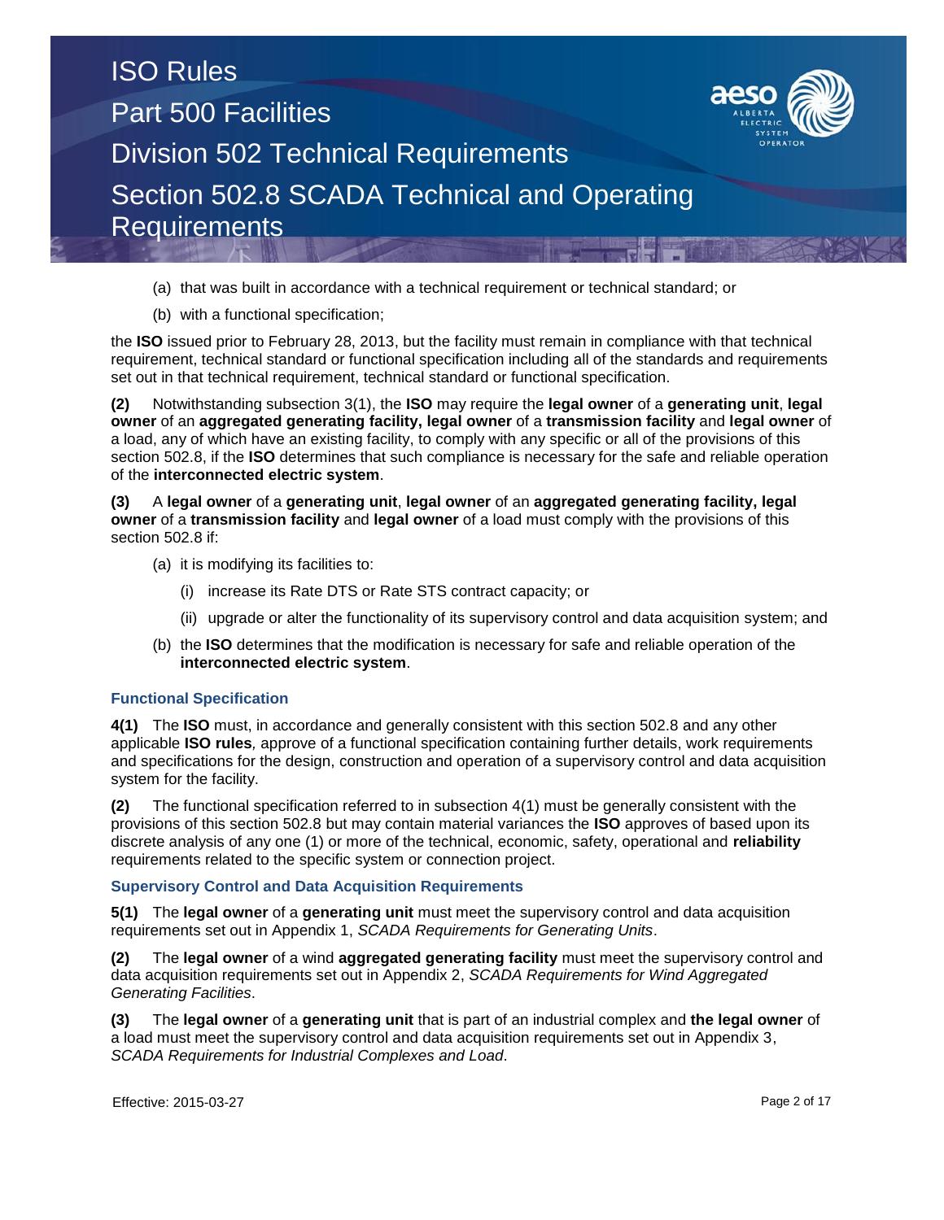(a) that was built in accordance with a technical requirement or technical standard; or

(b) with a functional specification;

the **ISO** issued prior to February 28, 2013, but the facility must remain in compliance with that technical requirement, technical standard or functional specification including all of the standards and requirements set out in that technical requirement, technical standard or functional specification.

**(2)** Notwithstanding subsection 3(1), the **ISO** may require the **legal owner** of a **generating unit**, **legal owner** of an **aggregated generating facility, legal owner** of a **transmission facility** and **legal owner** of a load, any of which have an existing facility, to comply with any specific or all of the provisions of this section 502.8, if the **ISO** determines that such compliance is necessary for the safe and reliable operation of the **interconnected electric system**.

**(3)** A **legal owner** of a **generating unit**, **legal owner** of an **aggregated generating facility, legal owner** of a **transmission facility** and **legal owner** of a load must comply with the provisions of this section 502.8 if:

(a) it is modifying its facilities to:

(i) increase its Rate DTS or Rate STS contract capacity; or

(ii) upgrade or alter the functionality of its supervisory control and data acquisition system; and

(b) the **ISO** determines that the modification is necessary for safe and reliable operation of the **interconnected electric system**.

### Functional Specification

**4(1)** The **ISO** must, in accordance and generally consistent with this section 502.8 and any other applicable **ISO rules***,* approve of a functional specification containing further details, work requirements and specifications for the design, construction and operation of a supervisory control and data acquisition system for the facility.

**(2)** The functional specification referred to in subsection 4(1) must be generally consistent with the provisions of this section 502.8 but may contain material variances the **ISO** approves of based upon its discrete analysis of any one (1) or more of the technical, economic, safety, operational and **reliability** requirements related to the specific system or connection project.

### Supervisory Control and Data Acquisition Requirements

**5(1)** The **legal owner** of a **generating unit** must meet the supervisory control and data acquisition requirements set out in Appendix 1, *SCADA Requirements for Generating Units*.

**(2)** The **legal owner** of a wind **aggregated generating facility** must meet the supervisory control and data acquisition requirements set out in Appendix 2, *SCADA Requirements for Wind Aggregated Generating Facilities*.

**(3)** The **legal owner** of a **generating unit** that is part of an industrial complex and **the legal owner** of a load must meet the supervisory control and data acquisition requirements set out in Appendix 3, *SCADA Requirements for Industrial Complexes and Load*.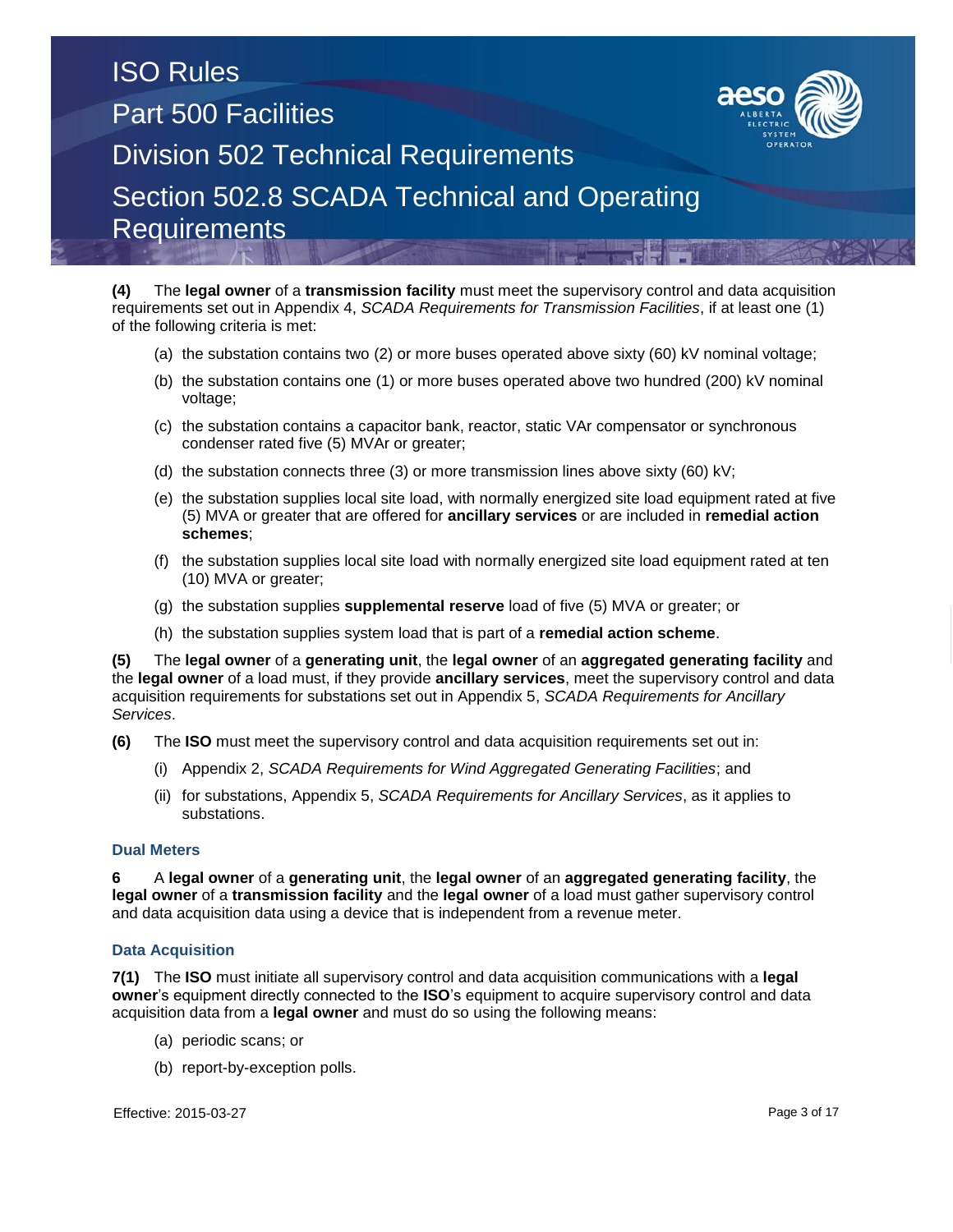**(4)** The **legal owner** of a **transmission facility** must meet the supervisory control and data acquisition requirements set out in Appendix 4, *SCADA Requirements for Transmission Facilities*, if at least one (1) of the following criteria is met:

(a) the substation contains two (2) or more buses operated above sixty (60) kV nominal voltage;

(b) the substation contains one (1) or more buses operated above two hundred (200) kV nominal voltage;

(c) the substation contains a capacitor bank, reactor, static VAr compensator or synchronous condenser rated five (5) MVAr or greater;

(d) the substation connects three (3) or more transmission lines above sixty (60) kV;

(e) the substation supplies local site load, with normally energized site load equipment rated at five (5) MVA or greater that are offered for **ancillary services** or are included in **remedial action schemes**;

(f) the substation supplies local site load with normally energized site load equipment rated at ten (10) MVA or greater;

(g) the substation supplies **supplemental reserve** load of five (5) MVA or greater; or

(h) the substation supplies system load that is part of a **remedial action scheme**.

**(5)** The **legal owner** of a **generating unit**, the **legal owner** of an **aggregated generating facility** and the **legal owner** of a load must, if they provide **ancillary services**, meet the supervisory control and data acquisition requirements for substations set out in Appendix 5, *SCADA Requirements for Ancillary Services*.

**(6)** The **ISO** must meet the supervisory control and data acquisition requirements set out in:

(i) Appendix 2, *SCADA Requirements for Wind Aggregated Generating Facilities*; and

(ii) for substations, Appendix 5, *SCADA Requirements for Ancillary Services*, as it applies to substations.

### Dual Meters

**6** A **legal owner** of a **generating unit**, the **legal owner** of an **aggregated generating facility**, the **legal owner** of a **transmission facility** and the **legal owner** of a load must gather supervisory control and data acquisition data using a device that is independent from a revenue meter.

### Data Acquisition

**7(1)** The **ISO** must initiate all supervisory control and data acquisition communications with a **legal owner**'s equipment directly connected to the **ISO**'s equipment to acquire supervisory control and data acquisition data from a **legal owner** and must do so using the following means:

(a) periodic scans; or

(b) report-by-exception polls.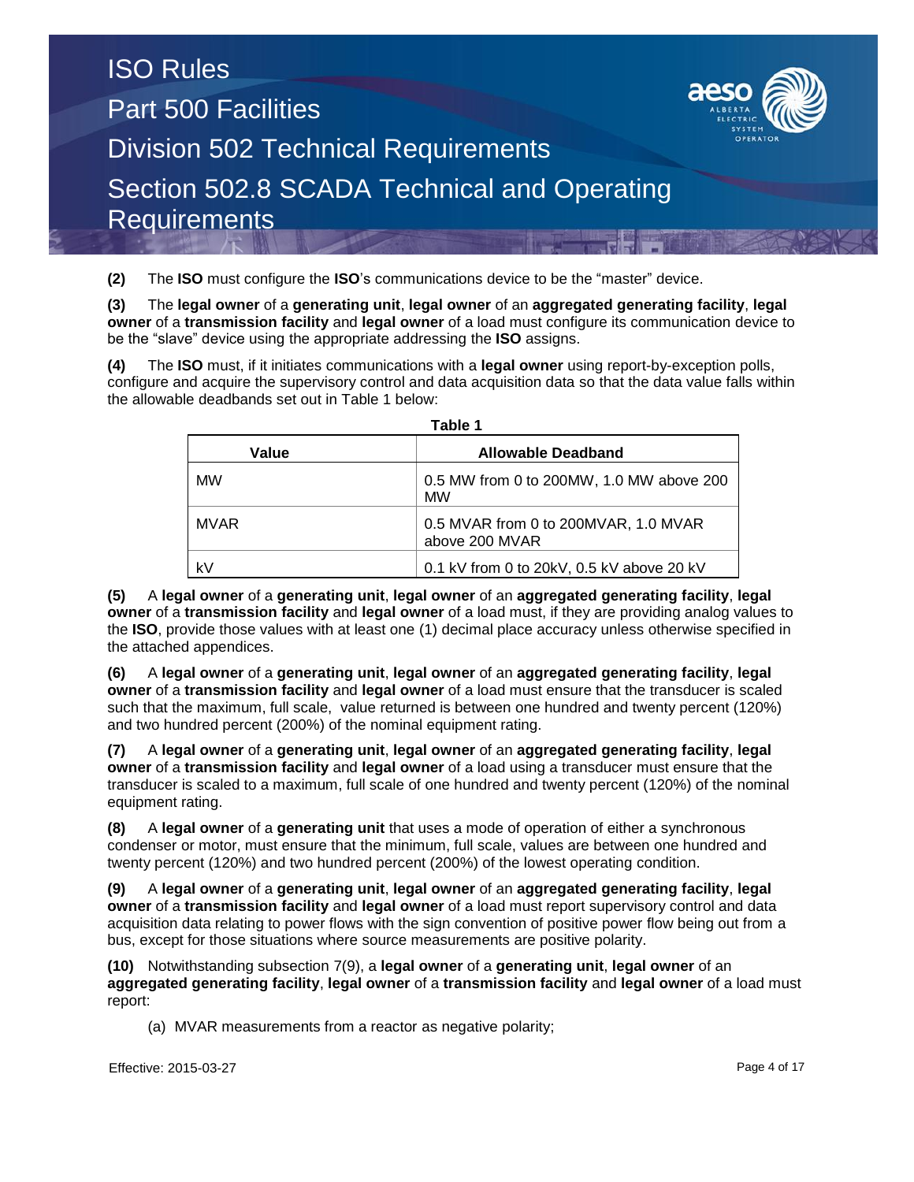**(2)** The **ISO** must configure the **ISO**'s communications device to be the "master" device.

**(3)** The **legal owner** of a **generating unit**, **legal owner** of an **aggregated generating facility**, **legal owner** of a **transmission facility** and **legal owner** of a load must configure its communication device to be the "slave" device using the appropriate addressing the **ISO** assigns.

**(4)** The **ISO** must, if it initiates communications with a **legal owner** using report-by-exception polls, configure and acquire the supervisory control and data acquisition data so that the data value falls within the allowable deadbands set out in Table 1 below:

**Table 1**

| Value | Allowable Deadband |
|---|---|
| MW | 0.5 MW from 0 to 200MW, 1.0 MW above 200 MW |
| MVAR | 0.5 MVAR from 0 to 200MVAR, 1.0 MVAR above 200 MVAR |
| kV | 0.1 kV from 0 to 20kV, 0.5 kV above 20 kV |

**(5)** A **legal owner** of a **generating unit**, **legal owner** of an **aggregated generating facility**, **legal owner** of a **transmission facility** and **legal owner** of a load must, if they are providing analog values to the **ISO**, provide those values with at least one (1) decimal place accuracy unless otherwise specified in the attached appendices.

**(6)** A **legal owner** of a **generating unit**, **legal owner** of an **aggregated generating facility**, **legal owner** of a **transmission facility** and **legal owner** of a load must ensure that the transducer is scaled such that the maximum, full scale, value returned is between one hundred and twenty percent (120%) and two hundred percent (200%) of the nominal equipment rating.

**(7)** A **legal owner** of a **generating unit**, **legal owner** of an **aggregated generating facility**, **legal owner** of a **transmission facility** and **legal owner** of a load using a transducer must ensure that the transducer is scaled to a maximum, full scale of one hundred and twenty percent (120%) of the nominal equipment rating.

**(8)** A **legal owner** of a **generating unit** that uses a mode of operation of either a synchronous condenser or motor, must ensure that the minimum, full scale, values are between one hundred and twenty percent (120%) and two hundred percent (200%) of the lowest operating condition.

**(9)** A **legal owner** of a **generating unit**, **legal owner** of an **aggregated generating facility**, **legal owner** of a **transmission facility** and **legal owner** of a load must report supervisory control and data acquisition data relating to power flows with the sign convention of positive power flow being out from a bus, except for those situations where source measurements are positive polarity.

**(10)** Notwithstanding subsection 7(9), a **legal owner** of a **generating unit**, **legal owner** of an **aggregated generating facility**, **legal owner** of a **transmission facility** and **legal owner** of a load must report:

(a) MVAR measurements from a reactor as negative polarity;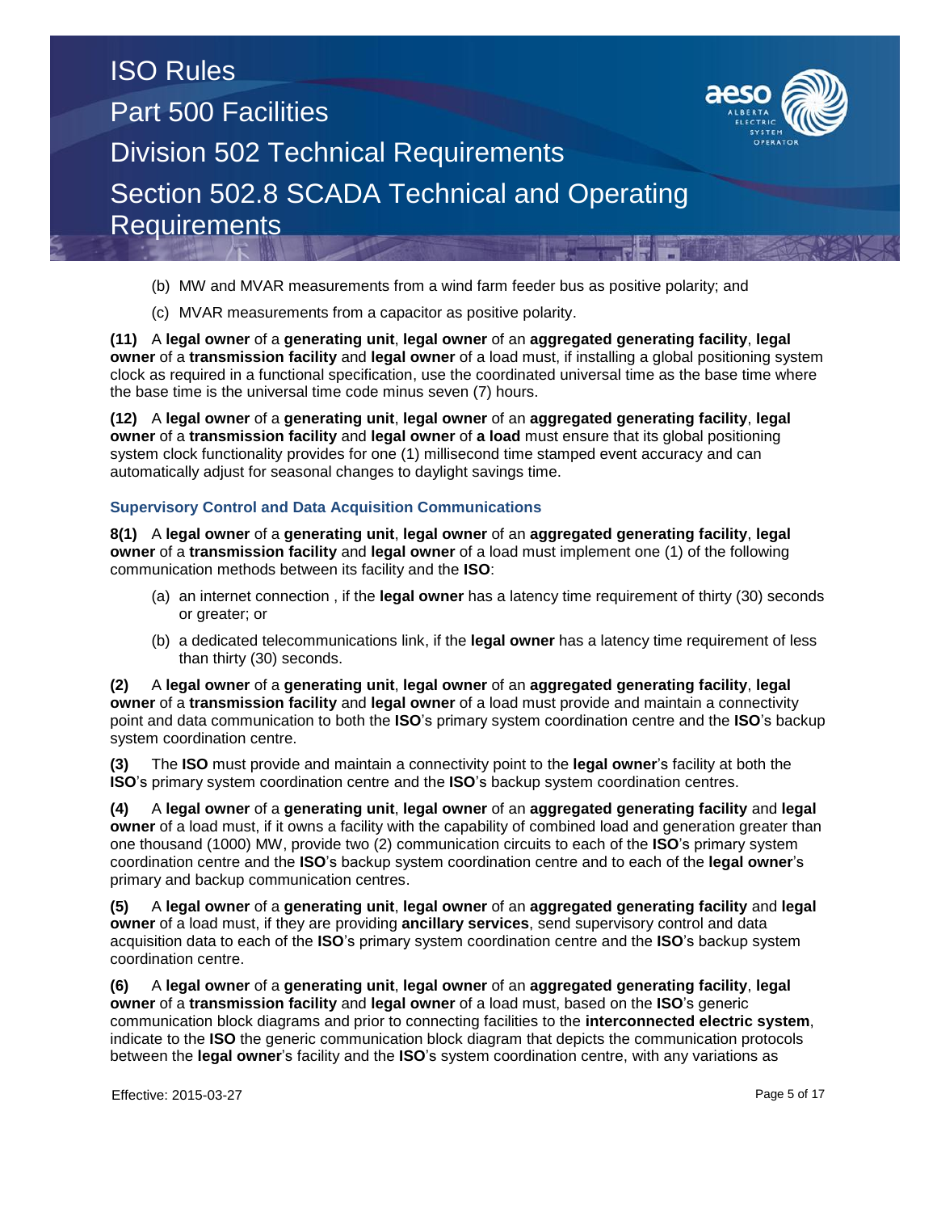(b) MW and MVAR measurements from a wind farm feeder bus as positive polarity; and

(c) MVAR measurements from a capacitor as positive polarity.

**(11)** A **legal owner** of a **generating unit**, **legal owner** of an **aggregated generating facility**, **legal owner** of a **transmission facility** and **legal owner** of a load must, if installing a global positioning system clock as required in a functional specification, use the coordinated universal time as the base time where the base time is the universal time code minus seven (7) hours.

**(12)** A **legal owner** of a **generating unit**, **legal owner** of an **aggregated generating facility**, **legal owner** of a **transmission facility** and **legal owner** of **a load** must ensure that its global positioning system clock functionality provides for one (1) millisecond time stamped event accuracy and can automatically adjust for seasonal changes to daylight savings time.

### Supervisory Control and Data Acquisition Communications

**8(1)** A **legal owner** of a **generating unit**, **legal owner** of an **aggregated generating facility**, **legal owner** of a **transmission facility** and **legal owner** of a load must implement one (1) of the following communication methods between its facility and the **ISO**:

(a) an internet connection , if the **legal owner** has a latency time requirement of thirty (30) seconds or greater; or

(b) a dedicated telecommunications link, if the **legal owner** has a latency time requirement of less than thirty (30) seconds.

**(2)** A **legal owner** of a **generating unit**, **legal owner** of an **aggregated generating facility**, **legal owner** of a **transmission facility** and **legal owner** of a load must provide and maintain a connectivity point and data communication to both the **ISO**'s primary system coordination centre and the **ISO**'s backup system coordination centre.

**(3)** The **ISO** must provide and maintain a connectivity point to the **legal owner**'s facility at both the **ISO**'s primary system coordination centre and the **ISO**'s backup system coordination centres.

**(4)** A **legal owner** of a **generating unit**, **legal owner** of an **aggregated generating facility** and **legal owner** of a load must, if it owns a facility with the capability of combined load and generation greater than one thousand (1000) MW, provide two (2) communication circuits to each of the **ISO**'s primary system coordination centre and the **ISO**'s backup system coordination centre and to each of the **legal owner**'s primary and backup communication centres.

**(5)** A **legal owner** of a **generating unit**, **legal owner** of an **aggregated generating facility** and **legal owner** of a load must, if they are providing **ancillary services**, send supervisory control and data acquisition data to each of the **ISO**'s primary system coordination centre and the **ISO**'s backup system coordination centre.

**(6)** A **legal owner** of a **generating unit**, **legal owner** of an **aggregated generating facility**, **legal owner** of a **transmission facility** and **legal owner** of a load must, based on the **ISO**'s generic communication block diagrams and prior to connecting facilities to the **interconnected electric system**, indicate to the **ISO** the generic communication block diagram that depicts the communication protocols between the **legal owner**'s facility and the **ISO**'s system coordination centre, with any variations as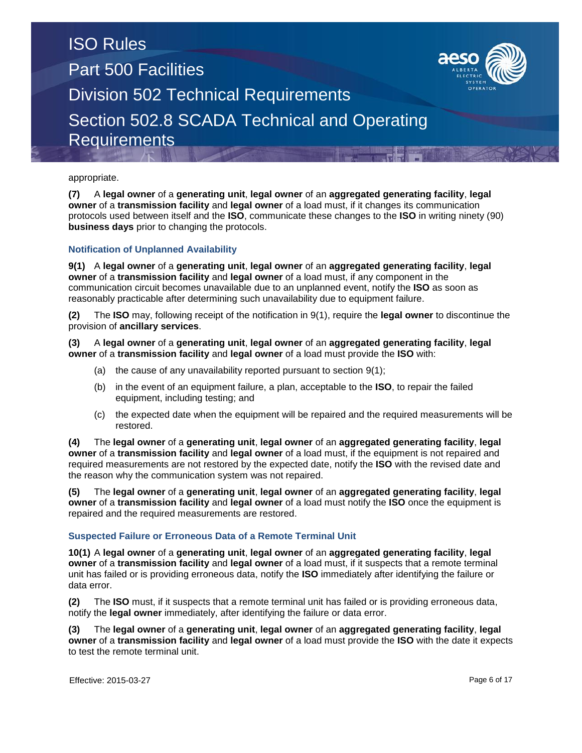appropriate.

**(7)** A **legal owner** of a **generating unit**, **legal owner** of an **aggregated generating facility**, **legal owner** of a **transmission facility** and **legal owner** of a load must, if it changes its communication protocols used between itself and the **ISO**, communicate these changes to the **ISO** in writing ninety (90) **business days** prior to changing the protocols.

### Notification of Unplanned Availability

**9(1)** A **legal owner** of a **generating unit**, **legal owner** of an **aggregated generating facility**, **legal owner** of a **transmission facility** and **legal owner** of a load must, if any component in the communication circuit becomes unavailable due to an unplanned event, notify the **ISO** as soon as reasonably practicable after determining such unavailability due to equipment failure.

**(2)** The **ISO** may, following receipt of the notification in 9(1), require the **legal owner** to discontinue the provision of **ancillary services**.

**(3)** A **legal owner** of a **generating unit**, **legal owner** of an **aggregated generating facility**, **legal owner** of a **transmission facility** and **legal owner** of a load must provide the **ISO** with:

(a) the cause of any unavailability reported pursuant to section 9(1);

(b) in the event of an equipment failure, a plan, acceptable to the **ISO**, to repair the failed equipment, including testing; and

(c) the expected date when the equipment will be repaired and the required measurements will be restored.

**(4)** The **legal owner** of a **generating unit**, **legal owner** of an **aggregated generating facility**, **legal owner** of a **transmission facility** and **legal owner** of a load must, if the equipment is not repaired and required measurements are not restored by the expected date, notify the **ISO** with the revised date and the reason why the communication system was not repaired.

**(5)** The **legal owner** of a **generating unit**, **legal owner** of an **aggregated generating facility**, **legal owner** of a **transmission facility** and **legal owner** of a load must notify the **ISO** once the equipment is repaired and the required measurements are restored.

### Suspected Failure or Erroneous Data of a Remote Terminal Unit

**10(1)** A **legal owner** of a **generating unit**, **legal owner** of an **aggregated generating facility**, **legal owner** of a **transmission facility** and **legal owner** of a load must, if it suspects that a remote terminal unit has failed or is providing erroneous data, notify the **ISO** immediately after identifying the failure or data error.

**(2)** The **ISO** must, if it suspects that a remote terminal unit has failed or is providing erroneous data, notify the **legal owner** immediately, after identifying the failure or data error.

**(3)** The **legal owner** of a **generating unit**, **legal owner** of an **aggregated generating facility**, **legal owner** of a **transmission facility** and **legal owner** of a load must provide the **ISO** with the date it expects to test the remote terminal unit.

Effective: 2015-03-27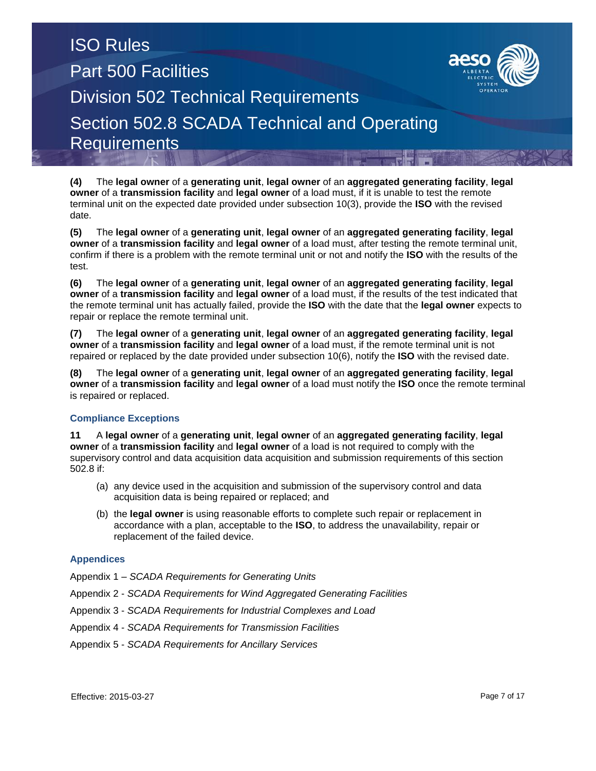**(4)** The **legal owner** of a **generating unit**, **legal owner** of an **aggregated generating facility**, **legal owner** of a **transmission facility** and **legal owner** of a load must, if it is unable to test the remote terminal unit on the expected date provided under subsection 10(3), provide the **ISO** with the revised date.

**(5)** The **legal owner** of a **generating unit**, **legal owner** of an **aggregated generating facility**, **legal owner** of a **transmission facility** and **legal owner** of a load must, after testing the remote terminal unit, confirm if there is a problem with the remote terminal unit or not and notify the **ISO** with the results of the test.

**(6)** The **legal owner** of a **generating unit**, **legal owner** of an **aggregated generating facility**, **legal owner** of a **transmission facility** and **legal owner** of a load must, if the results of the test indicated that the remote terminal unit has actually failed, provide the **ISO** with the date that the **legal owner** expects to repair or replace the remote terminal unit.

**(7)** The **legal owner** of a **generating unit**, **legal owner** of an **aggregated generating facility**, **legal owner** of a **transmission facility** and **legal owner** of a load must, if the remote terminal unit is not repaired or replaced by the date provided under subsection 10(6), notify the **ISO** with the revised date.

**(8)** The **legal owner** of a **generating unit**, **legal owner** of an **aggregated generating facility**, **legal owner** of a **transmission facility** and **legal owner** of a load must notify the **ISO** once the remote terminal is repaired or replaced.

### Compliance Exceptions

**11** A **legal owner** of a **generating unit**, **legal owner** of an **aggregated generating facility**, **legal owner** of a **transmission facility** and **legal owner** of a load is not required to comply with the supervisory control and data acquisition data acquisition and submission requirements of this section 502.8 if:

(a) any device used in the acquisition and submission of the supervisory control and data acquisition data is being repaired or replaced; and

(b) the **legal owner** is using reasonable efforts to complete such repair or replacement in accordance with a plan, acceptable to the **ISO**, to address the unavailability, repair or replacement of the failed device.

### Appendices

Appendix 1 – *SCADA Requirements for Generating Units*

Appendix 2 - *SCADA Requirements for Wind Aggregated Generating Facilities*

Appendix 3 - *SCADA Requirements for Industrial Complexes and Load*

Appendix 4 - *SCADA Requirements for Transmission Facilities*

Appendix 5 - *SCADA Requirements for Ancillary Services*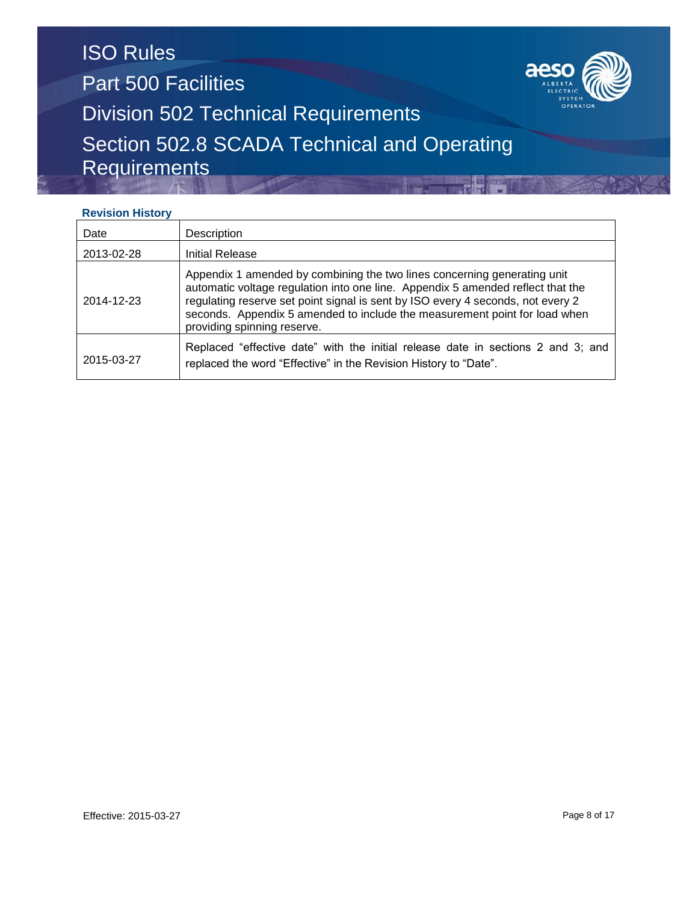**Revision History**

| Date | Description |
|---|---|
| 2013-02-28 | Initial Release |
| 2014-12-23 | Appendix 1 amended by combining the two lines concerning generating unit automatic voltage regulation into one line. Appendix 5 amended reflect that the regulating reserve set point signal is sent by ISO every 4 seconds, not every 2 seconds. Appendix 5 amended to include the measurement point for load when providing spinning reserve. |
| 2015-03-27 | Replaced “effective date” with the initial release date in sections 2 and 3; and replaced the word “Effective” in the Revision History to “Date”. |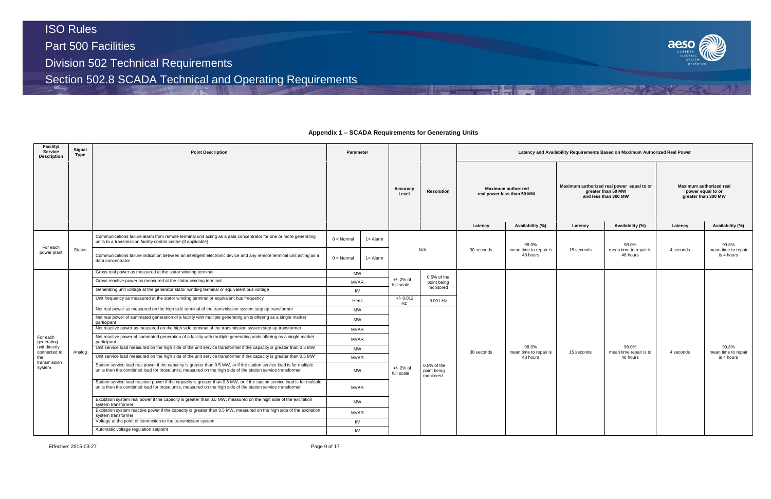## Appendix 1 – SCADA Requirements for Generating Units

| Facility/ Service Description | Signal Type | Point Description | Parameter | | Accuracy Level | Resolution | Latency and Availability Requirements Based on Maximum Authorized Real Power | | | | | |
|---|---|---|---|---|---|---|---|---|---|---|---|---|
| | | | | | | | Maximum authorized real power less than 50 MW | | Maximum authorized real power equal to or greater than 50 MW and less than 300 MW | | Maximum authorized real power equal to or greater than 300 MW | |
| | | | | | | | Latency | Availability (%) | Latency | Availability (%) | Latency | Availability (%) |
| For each power plant | Status | Communications failure alarm from remote terminal unit acting as a data concentrator for one or more generating units to a transmission facility control centre (if applicable) | 0 = Normal | 1= Alarm | N/A | | 30 seconds | 98.0% mean time to repair is 48 hours | 15 seconds | 98.0% mean time to repair is 48 hours | 4 seconds | 99.8% mean time to repair is 4 hours |
| | | Communications failure indication between an intelligent electronic device and any remote terminal unit acting as a data concentrator | 0 = Normal | 1= Alarm | | | | | | | | |
| For each generating unit directly connected to the transmission system | Analog | Gross real power as measured at the stator winding terminal | MW | | +/- 2% of full scale | 0.5% of the point being monitored | 30 seconds | 98.0% mean time to repair is 48 hours | 15 seconds | 98.0% mean time repair is to 48 hours | 4 seconds | 99.8% mean time to repair is 4 hours |
| | | Gross reactive power as measured at the stator winding terminal | MVAR | | | | | | | | | |
| | | Generating unit voltage at the generator stator winding terminal or equivalent bus voltage | kV | | | | | | | | | |
| | | Unit frequency as measured at the stator winding terminal or equivalent bus frequency | Hertz | | +/- 0.012 Hz | 0.001 Hz | | | | | | |
| | | Net real power as measured on the high side terminal of the transmission system step up transformer | MW | | +/- 2% of full scale | 0.5% of the point being monitored | | | | | | |
| | | Net real power of summated generation of a facility with multiple generating units offering as a single market participant | MW | | | | | | | | | |
| | | Net reactive power as measured on the high side terminal of the transmission system step up transformer | MVAR | | | | | | | | | |
| | | Net reactive power of summated generation of a facility with multiple generating units offering as a single market participant | MVAR | | | | | | | | | |
| | | Unit service load measured on the high side of the unit service transformer if the capacity is greater than 0.5 MW | MW | | | | | | | | | |
| | | Unit service load measured on the high side of the unit service transformer if the capacity is greater than 0.5 MW | MVAR | | | | | | | | | |
| | | Station service load real power if the capacity is greater than 0.5 MW, or if the station service load is for multiple units then the combined load for those units, measured on the high side of the station service transformer | MW | | | | | | | | | |
| | | Station service load reactive power if the capacity is greater than 0.5 MW, or if the station service load is for multiple units then the combined load for those units, measured on the high side of the station service transformer | MVAR | | | | | | | | | |
| | | Excitation system real power if the capacity is greater than 0.5 MW, measured on the high side of the excitation system transformer | MW | | | | | | | | | |
| | | Excitation system reactive power if the capacity is greater than 0.5 MW, measured on the high side of the excitation system transformer | MVAR | | | | | | | | | |
| | | Voltage at the point of connection to the transmission system | kV | | | | | | | | | |
| | | Automatic voltage regulation setpoint | kV | | | | | | | | | |

Effective: 2015-03-27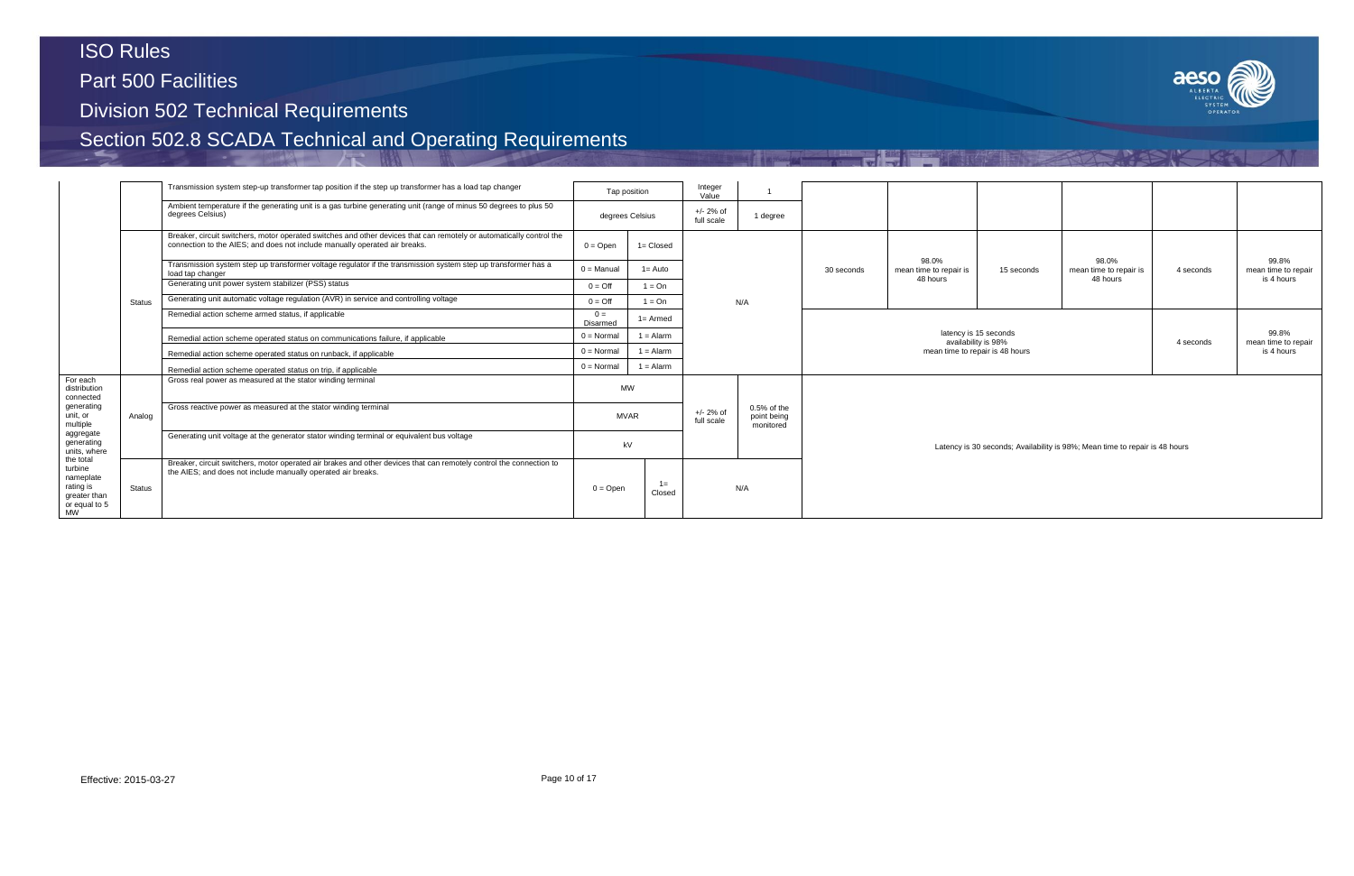| | | | | | | | | | | | | | |
|---|---|---|---|---|---|---|---|---|---|---|---|---|---|
| | | Transmission system step-up transformer tap position if the step up transformer has a load tap changer | Tap position | | Integer Value | 1 | | | | | | | |
| | | Ambient temperature if the generating unit is a gas turbine generating unit (range of minus 50 degrees to plus 50 degrees Celsius) | degrees Celsius | | +/- 2% of full scale | 1 degree | | | | | | | |
| | Status | Breaker, circuit switchers, motor operated switches and other devices that can remotely or automatically control the connection to the AIES; and does not include manually operated air breaks. | 0 = Open | 1= Closed | N/A | | 30 seconds | 98.0% mean time to repair is 48 hours | 15 seconds | 98.0% mean time to repair is 48 hours | 4 seconds | 99.8% mean time to repair is 4 hours |
| | | Transmission system step up transformer voltage regulator if the transmission system step up transformer has a load tap changer | 0 = Manual | 1= Auto | | | | | | | | |
| | | Generating unit power system stabilizer (PSS) status | 0 = Off | 1 = On | | | | | | | | |
| | | Generating unit automatic voltage regulation (AVR) in service and controlling voltage | 0 = Off | 1 = On | | | | | | | | |
| | | Remedial action scheme armed status, if applicable | 0 = Disarmed | 1= Armed | | | latency is 15 seconds availability is 98% mean time to repair is 48 hours | | | | 4 seconds | 99.8% mean time to repair is 4 hours |
| | | Remedial action scheme operated status on communications failure, if applicable | 0 = Normal | 1 = Alarm | | | | | | | | |
| | | Remedial action scheme operated status on runback, if applicable | 0 = Normal | 1 = Alarm | | | | | | | | |
| | | Remedial action scheme operated status on trip, if applicable | 0 = Normal | 1 = Alarm | | | | | | | | |
| For each distribution connected generating unit, or multiple aggregate generating units, where the total turbine nameplate rating is greater than or equal to 5 MW | Analog | Gross real power as measured at the stator winding terminal | MW | | +/- 2% of full scale | 0.5% of the point being monitored | Latency is 30 seconds; Availability is 98%; Mean time to repair is 48 hours | | | | | |
| | | Gross reactive power as measured at the stator winding terminal | MVAR | | | | | | | | | |
| | | Generating unit voltage at the generator stator winding terminal or equivalent bus voltage | kV | | | | | | | | | |
| | Status | Breaker, circuit switchers, motor operated air brakes and other devices that can remotely control the connection to the AIES; and does not include manually operated air breaks. | 0 = Open | 1= Closed | N/A | | | | | | | |

Effective: 2015-03-27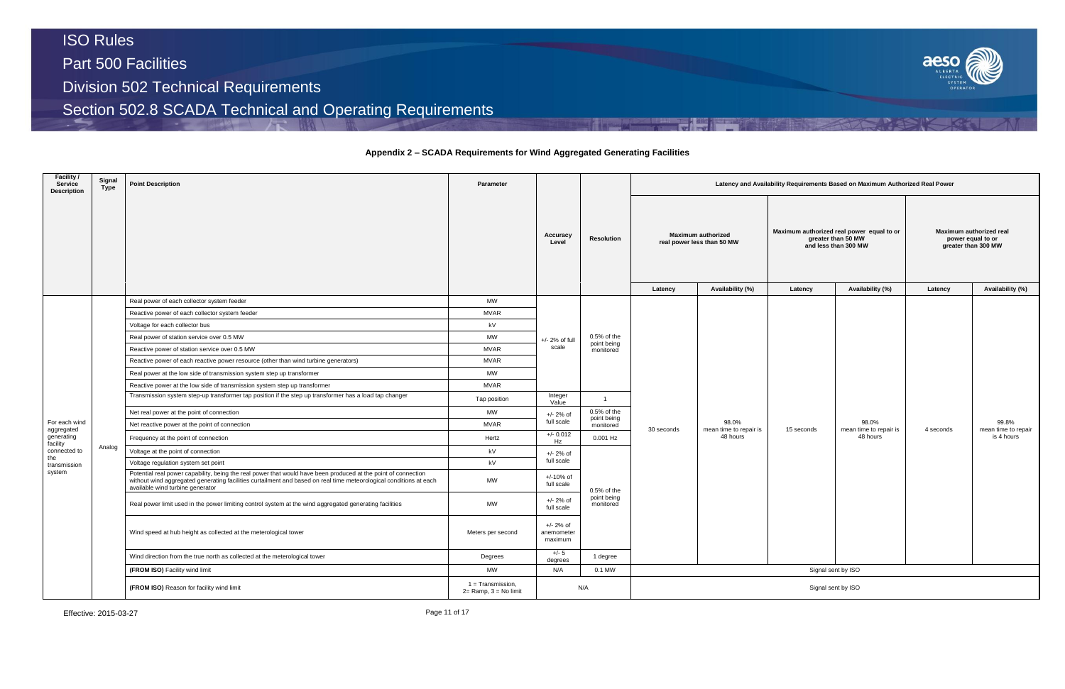## Appendix 2 – SCADA Requirements for Wind Aggregated Generating Facilities

| Facility / Service Description | Signal Type | Point Description | Parameter | Accuracy Level | Resolution | Latency and Availability Requirements Based on Maximum Authorized Real Power | | | | | |
|---|---|---|---|---|---|---|---|---|---|---|---|
| | | | | | | Maximum authorized real power less than 50 MW | | Maximum authorized real power equal to or greater than 50 MW and less than 300 MW | | Maximum authorized real power equal to or greater than 300 MW | |
| | | | | | | Latency | Availability (%) | Latency | Availability (%) | Latency | Availability (%) |
| For each wind aggregated generating facility connected to the transmission system | Analog | Real power of each collector system feeder | MW | +/- 2% of full scale | 0.5% of the point being monitored | 30 seconds | 98.0% mean time to repair is 48 hours | 15 seconds | 98.0% mean time to repair is 48 hours | 4 seconds | 99.8% mean time to repair is 4 hours |
| | | Reactive power of each collector system feeder | MVAR | | | | | | | | |
| | | Voltage for each collector bus | kV | | | | | | | | |
| | | Real power of station service over 0.5 MW | MW | | | | | | | | |
| | | Reactive power of station service over 0.5 MW | MVAR | | | | | | | | |
| | | Reactive power of each reactive power resource (other than wind turbine generators) | MVAR | | | | | | | | |
| | | Real power at the low side of transmission system step up transformer | MW | | | | | | | | |
| | | Reactive power at the low side of transmission system step up transformer | MVAR | | | | | | | | |
| | | Transmission system step-up transformer tap position if the step up transformer has a load tap changer | Tap position | Integer Value | 1 | | | | | | |
| | | Net real power at the point of connection | MW | +/- 2% of full scale | 0.5% of the point being monitored | | | | | | |
| | | Net reactive power at the point of connection | MVAR | | | | | | | | |
| | | Frequency at the point of connection | Hertz | +/- 0.012 Hz | 0.001 Hz | | | | | | |
| | | Voltage at the point of connection | kV | +/- 2% of full scale | 0.5% of the point being monitored | | | | | | |
| | | Voltage regulation system set point | kV | | | | | | | | |
| | | Potential real power capability, being the real power that would have been produced at the point of connection without wind aggregated generating facilities curtailment and based on real time meteorological conditions at each available wind turbine generator | MW | +/-10% of full scale | | | | | | | |
| | | Real power limit used in the power limiting control system at the wind aggregated generating facilities | MW | +/- 2% of full scale | | | | | | | |
| | | Wind speed at hub height as collected at the meterological tower | Meters per second | +/- 2% of anemometer maximum | | | | | | | |
| | | Wind direction from the true north as collected at the meterological tower | Degrees | +/- 5 degrees | 1 degree | | | | | | |
| | | **(FROM ISO)** Facility wind limit | MW | N/A | 0.1 MW | Signal sent by ISO | | | | | |
| | | **(FROM ISO)** Reason for facility wind limit | 1 = Transmission, 2= Ramp, 3 = No limit | N/A | | Signal sent by ISO | | | | | |

Effective: 2015-03-27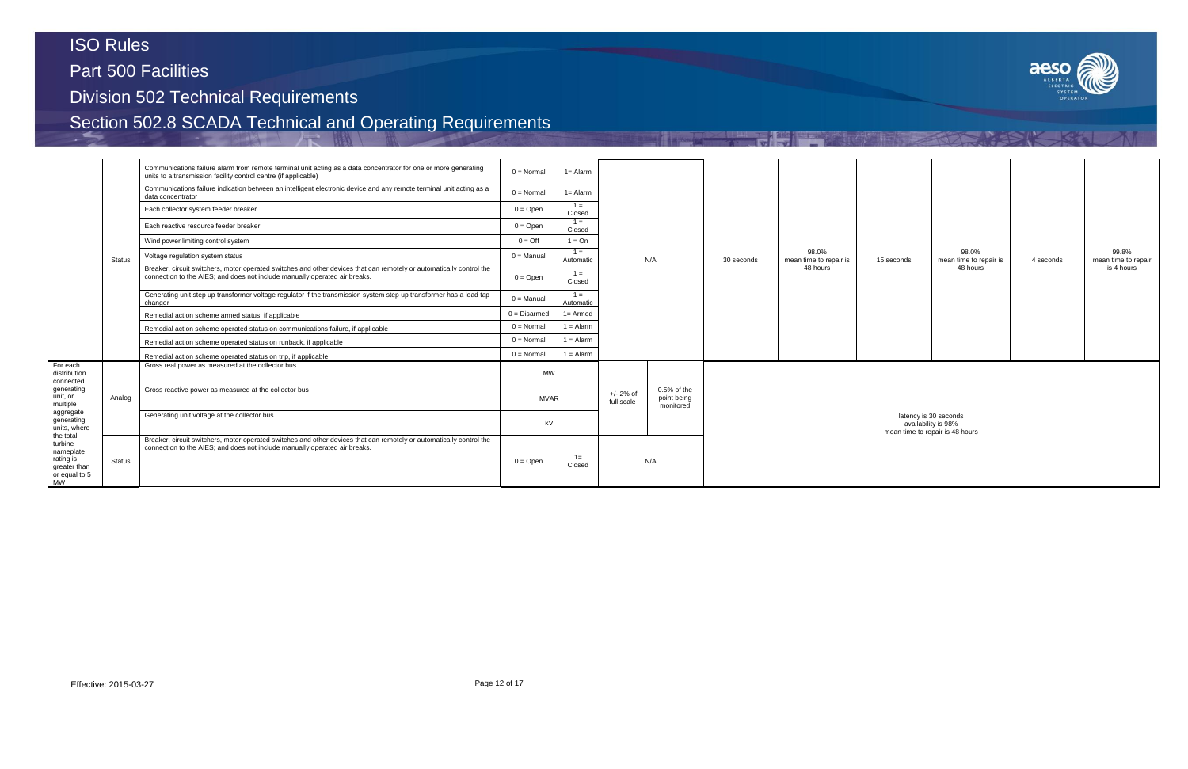| | Status | Communications failure alarm from remote terminal unit acting as a data concentrator for one or more generating units to a transmission facility control centre (if applicable) | 0 = Normal | 1= Alarm | N/A | | 30 seconds | 98.0% mean time to repair is 48 hours | 15 seconds | 98.0% mean time to repair is 48 hours | 4 seconds | 99.8% mean time to repair is 4 hours |
|---|---|---|---|---|---|---|---|---|---|---|---|---|
| | | Communications failure indication between an intelligent electronic device and any remote terminal unit acting as a data concentrator | 0 = Normal | 1= Alarm | | | | | | | | |
| | | Each collector system feeder breaker | 0 = Open | 1 = Closed | | | | | | | | |
| | | Each reactive resource feeder breaker | 0 = Open | 1 = Closed | | | | | | | | |
| | | Wind power limiting control system | 0 = Off | 1 = On | | | | | | | | |
| | | Voltage regulation system status | 0 = Manual | 1 = Automatic | | | | | | | | |
| | | Breaker, circuit switchers, motor operated switches and other devices that can remotely or automatically control the connection to the AIES; and does not include manually operated air breaks. | 0 = Open | 1 = Closed | | | | | | | | |
| | | Generating unit step up transformer voltage regulator if the transmission system step up transformer has a load tap changer | 0 = Manual | 1 = Automatic | | | | | | | | |
| | | Remedial action scheme armed status, if applicable | 0 = Disarmed | 1= Armed | | | | | | | | |
| | | Remedial action scheme operated status on communications failure, if applicable | 0 = Normal | 1 = Alarm | | | | | | | | |
| | | Remedial action scheme operated status on runback, if applicable | 0 = Normal | 1 = Alarm | | | | | | | | |
| | | Remedial action scheme operated status on trip, if applicable | 0 = Normal | 1 = Alarm | | | | | | | | |
| For each distribution connected generating unit, or multiple aggregate generating units, where the total turbine nameplate rating is greater than or equal to 5 MW | Analog | Gross real power as measured at the collector bus | MW | | +/- 2% of full scale | 0.5% of the point being monitored | latency is 30 seconds availability is 98% mean time to repair is 48 hours | | | | | |
| | | Gross reactive power as measured at the collector bus | MVAR | | | | | | | | | |
| | | Generating unit voltage at the collector bus | kV | | | | | | | | | |
| | Status | Breaker, circuit switchers, motor operated switches and other devices that can remotely or automatically control the connection to the AIES; and does not include manually operated air breaks. | 0 = Open | 1= Closed | N/A | | | | | | | |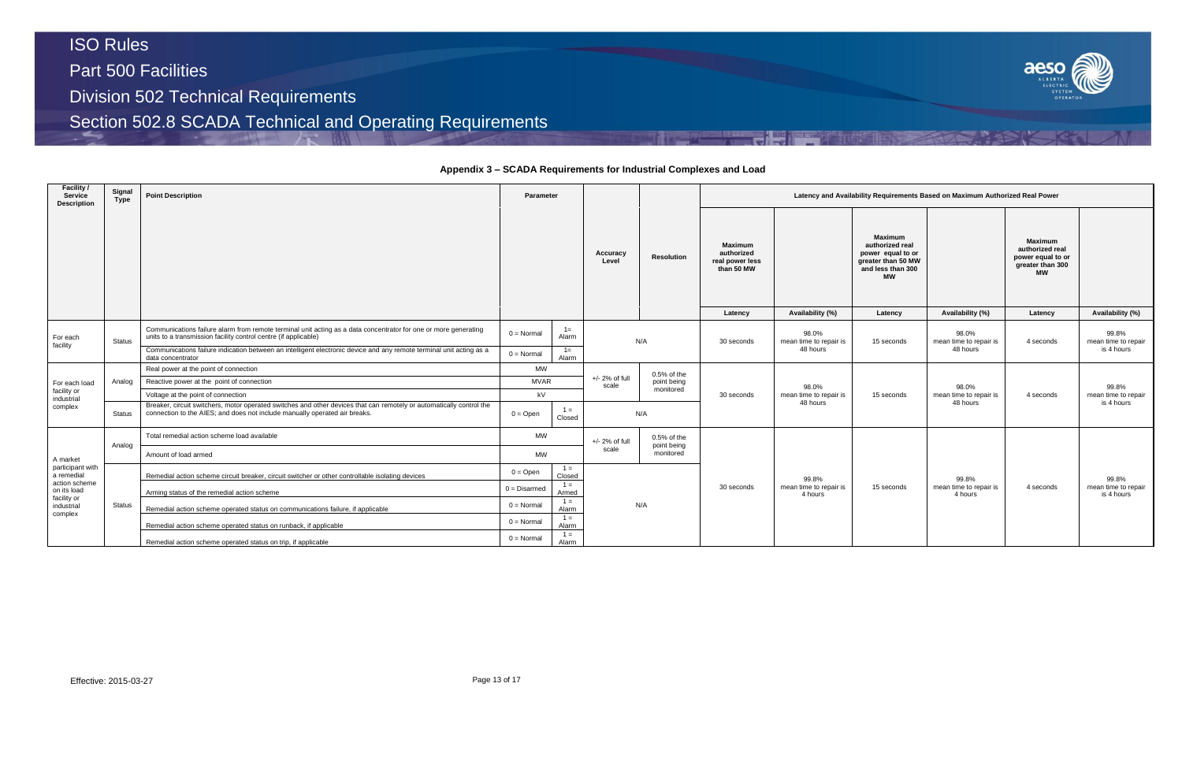## Appendix 3 – SCADA Requirements for Industrial Complexes and Load

| Facility / Service Description | Signal Type | Point Description | Parameter | | Accuracy Level | Resolution | Latency and Availability Requirements Based on Maximum Authorized Real Power | | | | | |
|---|---|---|---|---|---|---|---|---|---|---|---|---|
| | | | | | | | Maximum authorized real power less than 50 MW | | Maximum authorized real power equal to or greater than 50 MW and less than 300 MW | | Maximum authorized real power equal to or greater than 300 MW | |
| | | | | | | | Latency | Availability (%) | Latency | Availability (%) | Latency | Availability (%) |
| For each facility | Status | Communications failure alarm from remote terminal unit acting as a data concentrator for one or more generating units to a transmission facility control centre (if applicable) | 0 = Normal | 1= Alarm | N/A | | 30 seconds | 98.0% mean time to repair is 48 hours | 15 seconds | 98.0% mean time to repair is 48 hours | 4 seconds | 99.8% mean time to repair is 4 hours |
| | | Communications failure indication between an intelligent electronic device and any remote terminal unit acting as a data concentrator | 0 = Normal | 1= Alarm | | | | | | | | |
| For each load facility or industrial complex | Analog | Real power at the point of connection | MW | | +/- 2% of full scale | 0.5% of the point being monitored | 30 seconds | 98.0% mean time to repair is 48 hours | 15 seconds | 98.0% mean time to repair is 48 hours | 4 seconds | 99.8% mean time to repair is 4 hours |
| | | Reactive power at the point of connection | MVAR | | | | | | | | | |
| | | Voltage at the point of connection | kV | | | | | | | | | |
| | Status | Breaker, circuit switchers, motor operated switches and other devices that can remotely or automatically control the connection to the AIES; and does not include manually operated air breaks. | 0 = Open | 1 = Closed | N/A | | | | | | | |
| A market participant with a remedial action scheme on its load facility or industrial complex | Analog | Total remedial action scheme load available | MW | | +/- 2% of full scale | 0.5% of the point being monitored | 30 seconds | 99.8% mean time to repair is 4 hours | 15 seconds | 99.8% mean time to repair is 4 hours | 4 seconds | 99.8% mean time to repair is 4 hours |
| | | Amount of load armed | MW | | | | | | | | | |
| | Status | Remedial action scheme circuit breaker, circuit switcher or other controllable isolating devices | 0 = Open | 1 = Closed | N/A | | | | | | | |
| | | Arming status of the remedial action scheme | 0 = Disarmed | 1 = Armed | | | | | | | | |
| | | Remedial action scheme operated status on communications failure, if applicable | 0 = Normal | 1 = Alarm | | | | | | | | |
| | | Remedial action scheme operated status on runback, if applicable | 0 = Normal | 1 = Alarm | | | | | | | | |
| | | Remedial action scheme operated status on trip, if applicable | 0 = Normal | 1 = Alarm | | | | | | | | |

Effective: 2015-03-27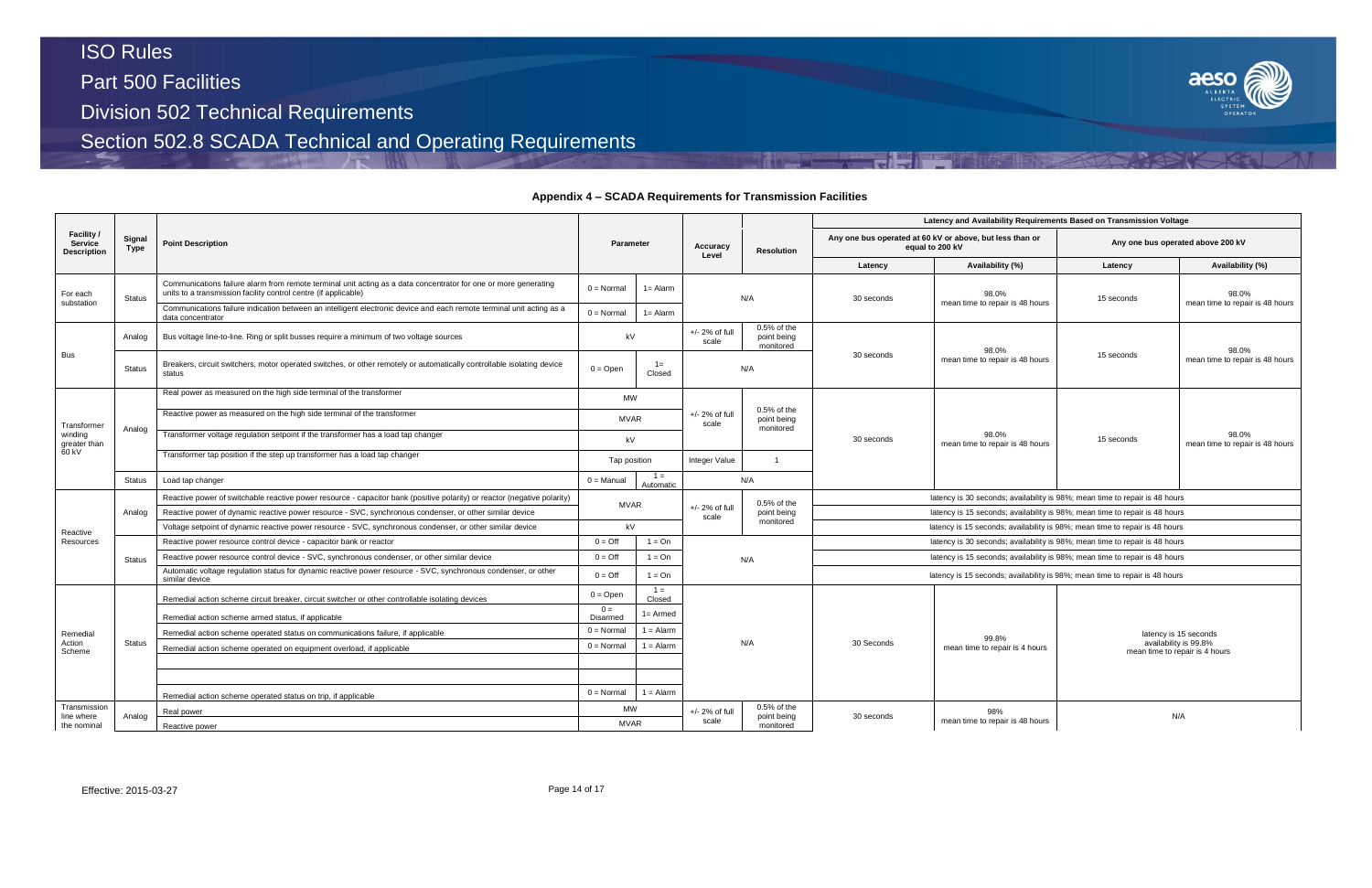## Appendix 4 – SCADA Requirements for Transmission Facilities

| Facility / Service Description | Signal Type | Point Description | Parameter | | Accuracy Level | Resolution | Latency and Availability Requirements Based on Transmission Voltage | | | |
|---|---|---|---|---|---|---|---|---|---|---|
| | | | | | | | Any one bus operated at 60 kV or above, but less than or equal to 200 kV | | Any one bus operated above 200 kV | |
| | | | | | | | Latency | Availability (%) | Latency | Availability (%) |
| For each substation | Status | Communications failure alarm from remote terminal unit acting as a data concentrator for one or more generating units to a transmission facility control centre (if applicable) | 0 = Normal | 1= Alarm | N/A | | 30 seconds | 98.0% mean time to repair is 48 hours | 15 seconds | 98.0% mean time to repair is 48 hours |
| | | Communications failure indication between an intelligent electronic device and each remote terminal unit acting as a data concentrator | 0 = Normal | 1= Alarm | | | | | | |
| Bus | Analog | Bus voltage line-to-line. Ring or split busses require a minimum of two voltage sources | kV | | +/- 2% of full scale | 0.5% of the point being monitored | 30 seconds | 98.0% mean time to repair is 48 hours | 15 seconds | 98.0% mean time to repair is 48 hours |
| | Status | Breakers, circuit switchers, motor operated switches, or other remotely or automatically controllable isolating device status | 0 = Open | 1= Closed | N/A | | | | | |
| Transformer winding greater than 60 kV | Analog | Real power as measured on the high side terminal of the transformer | MW | | +/- 2% of full scale | 0.5% of the point being monitored | 30 seconds | 98.0% mean time to repair is 48 hours | 15 seconds | 98.0% mean time to repair is 48 hours |
| | | Reactive power as measured on the high side terminal of the transformer | MVAR | | | | | | | |
| | | Transformer voltage regulation setpoint if the transformer has a load tap changer | kV | | | | | | | |
| | | Transformer tap position if the step up transformer has a load tap changer | Tap position | | Integer Value | 1 | | | | |
| | Status | Load tap changer | 0 = Manual | 1 = Automatic | N/A | | | | | |
| Reactive Resources | Analog | Reactive power of switchable reactive power resource - capacitor bank (positive polarity) or reactor (negative polarity) | MVAR | | +/- 2% of full scale | 0.5% of the point being monitored | latency is 30 seconds; availability is 98%; mean time to repair is 48 hours | | | |
| | | Reactive power of dynamic reactive power resource - SVC, synchronous condenser, or other similar device | | | | | latency is 15 seconds; availability is 98%; mean time to repair is 48 hours | | | |
| | | Voltage setpoint of dynamic reactive power resource - SVC, synchronous condenser, or other similar device | kV | | | | latency is 15 seconds; availability is 98%; mean time to repair is 48 hours | | | |
| | Status | Reactive power resource control device - capacitor bank or reactor | 0 = Off | 1 = On | N/A | | latency is 30 seconds; availability is 98%; mean time to repair is 48 hours | | | |
| | | Reactive power resource control device - SVC, synchronous condenser, or other similar device | 0 = Off | 1 = On | | | latency is 15 seconds; availability is 98%; mean time to repair is 48 hours | | | |
| | | Automatic voltage regulation status for dynamic reactive power resource - SVC, synchronous condenser, or other similar device | 0 = Off | 1 = On | | | latency is 15 seconds; availability is 98%; mean time to repair is 48 hours | | | |
| Remedial Action Scheme | Status | Remedial action scheme circuit breaker, circuit switcher or other controllable isolating devices | 0 = Open | 1 = Closed | N/A | | 30 Seconds | 99.8% mean time to repair is 4 hours | latency is 15 seconds availability is 99.8% mean time to repair is 4 hours | |
| | | Remedial action scheme armed status, if applicable | 0 = Disarmed | 1= Armed | | | | | | |
| | | Remedial action scheme operated status on communications failure, if applicable | 0 = Normal | 1 = Alarm | | | | | | |
| | | Remedial action scheme operated on equipment overload, if applicable | 0 = Normal | 1 = Alarm | | | | | | |
| | | | | | | | | | | |
| | | | | | | | | | | |
| | | Remedial action scheme operated status on trip, if applicable | 0 = Normal | 1 = Alarm | | | | | | |
| Transmission line where the nominal | Analog | Real power | MW | | +/- 2% of full scale | 0.5% of the point being monitored | 30 seconds | 98% mean time to repair is 48 hours | N/A | |
| | | Reactive power | MVAR | | | | | | | |

Effective: 2015-03-27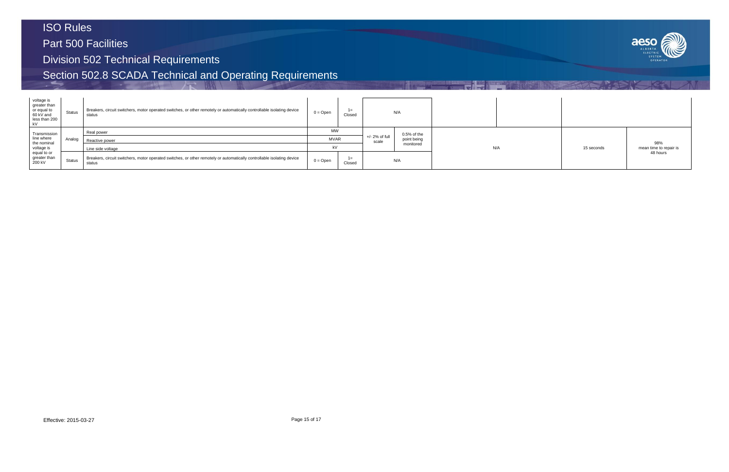| | | | | | | | | | | |
|---|---|---|---|---|---|---|---|---|---|---|
| voltage is greater than or equal to 60 kV and less than 200 kV | Status | Breakers, circuit switchers, motor operated switches, or other remotely or automatically controllable isolating device status | 0 = Open | 1= Closed | N/A | | | | | |
| Transmission line where the nominal voltage is equal to or greater than 200 kV | Analog | Real power | MW | | +/- 2% of full scale | 0.5% of the point being monitored | N/A | | 15 seconds | 98% mean time to repair is 48 hours |
| | | Reactive power | MVAR | | | | | | | |
| | | Line side voltage | kV | | | | | | | |
| | Status | Breakers, circuit switchers, motor operated switches, or other remotely or automatically controllable isolating device status | 0 = Open | 1= Closed | N/A | | | | | |

Effective: 2015-03-27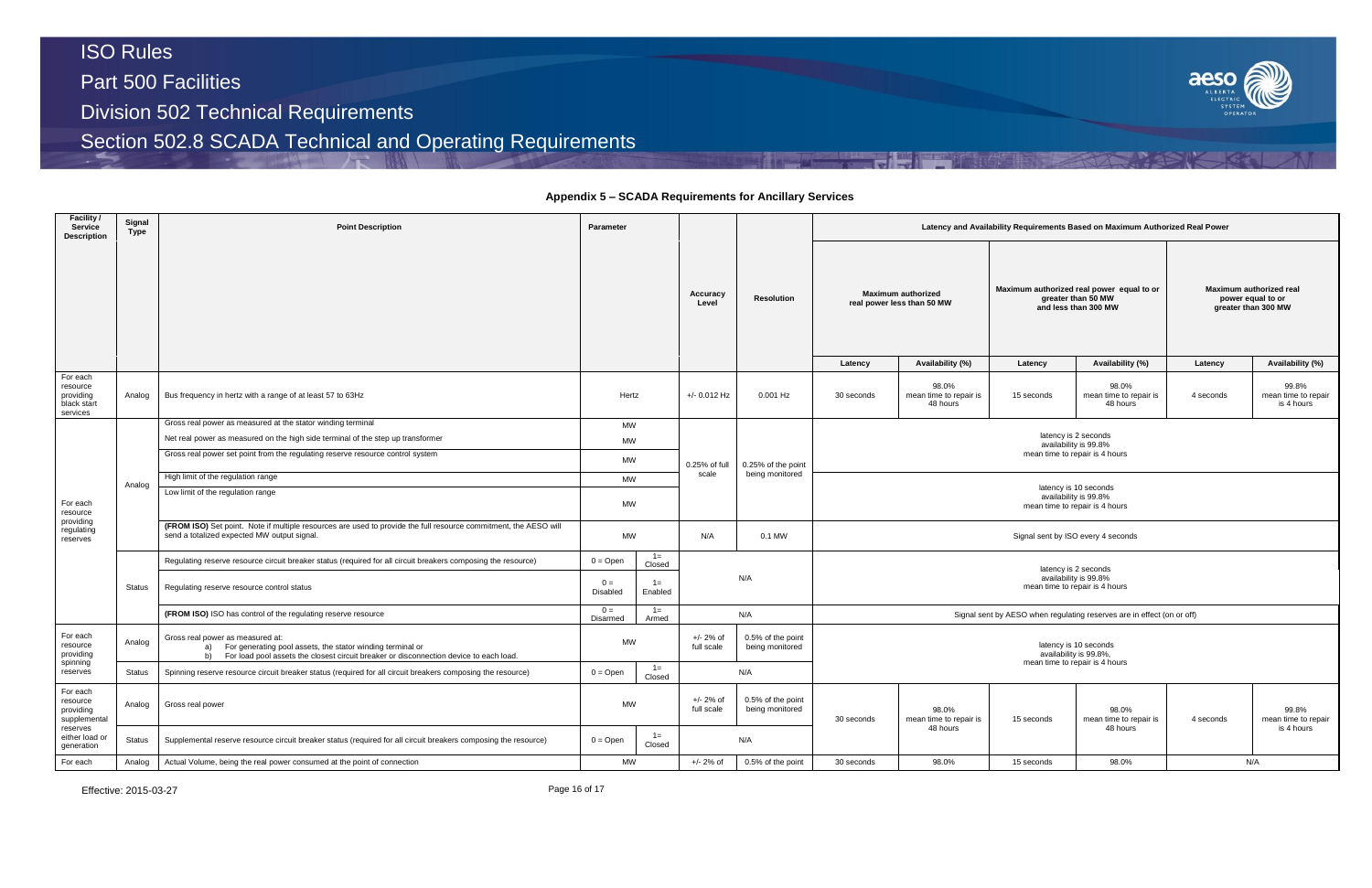## Appendix 5 – SCADA Requirements for Ancillary Services

| Facility / Service Description | Signal Type | Point Description | Parameter | | Accuracy Level | Resolution | Latency and Availability Requirements Based on Maximum Authorized Real Power | | | | | |
|---|---|---|---|---|---|---|---|---|---|---|---|---|
| | | | | | | | Maximum authorized real power less than 50 MW | | Maximum authorized real power equal to or greater than 50 MW and less than 300 MW | | Maximum authorized real power equal to or greater than 300 MW | |
| | | | | | | | Latency | Availability (%) | Latency | Availability (%) | Latency | Availability (%) |
| For each resource providing black start services | Analog | Bus frequency in hertz with a range of at least 57 to 63Hz | Hertz | | +/- 0.012 Hz | 0.001 Hz | 30 seconds | 98.0% mean time to repair is 48 hours | 15 seconds | 98.0% mean time to repair is 48 hours | 4 seconds | 99.8% mean time to repair is 4 hours |
| For each resource providing regulating reserves | Analog | Gross real power as measured at the stator winding terminal | MW | | 0.25% of full scale | 0.25% of the point being monitored | latency is 2 seconds availability is 99.8% mean time to repair is 4 hours | | | | | |
| | | Net real power as measured on the high side terminal of the step up transformer | MW | | | | | | | | | |
| | | Gross real power set point from the regulating reserve resource control system | MW | | | | | | | | | |
| | | High limit of the regulation range | MW | | | | latency is 10 seconds availability is 99.8% mean time to repair is 4 hours | | | | | |
| | | Low limit of the regulation range | MW | | | | | | | | | |
| | | **(FROM ISO)** Set point. Note if multiple resources are used to provide the full resource commitment, the AESO will send a totalized expected MW output signal. | MW | | N/A | 0.1 MW | Signal sent by ISO every 4 seconds | | | | | |
| | Status | Regulating reserve resource circuit breaker status (required for all circuit breakers composing the resource) | 0 = Open | 1= Closed | N/A | | latency is 2 seconds availability is 99.8% mean time to repair is 4 hours | | | | | |
| | | Regulating reserve resource control status | 0 = Disabled | 1= Enabled | | | | | | | | |
| | | **(FROM ISO)** ISO has control of the regulating reserve resource | 0 = Disarmed | 1= Armed | N/A | | Signal sent by AESO when regulating reserves are in effect (on or off) | | | | | |
| For each resource providing spinning reserves | Analog | Gross real power as measured at: a) For generating pool assets, the stator winding terminal or b) For load pool assets the closest circuit breaker or disconnection device to each load. | MW | | +/- 2% of full scale | 0.5% of the point being monitored | latency is 10 seconds availability is 99.8%, mean time to repair is 4 hours | | | | | |
| | Status | Spinning reserve resource circuit breaker status (required for all circuit breakers composing the resource) | 0 = Open | 1= Closed | N/A | | | | | | | |
| For each resource providing supplemental reserves either load or generation | Analog | Gross real power | MW | | +/- 2% of full scale | 0.5% of the point being monitored | 30 seconds | 98.0% mean time to repair is 48 hours | 15 seconds | 98.0% mean time to repair is 48 hours | 4 seconds | 99.8% mean time to repair is 4 hours |
| | Status | Supplemental reserve resource circuit breaker status (required for all circuit breakers composing the resource) | 0 = Open | 1= Closed | N/A | | | | | | | |
| For each | Analog | Actual Volume, being the real power consumed at the point of connection | MW | | +/- 2% of | 0.5% of the point | 30 seconds | 98.0% | 15 seconds | 98.0% | N/A | |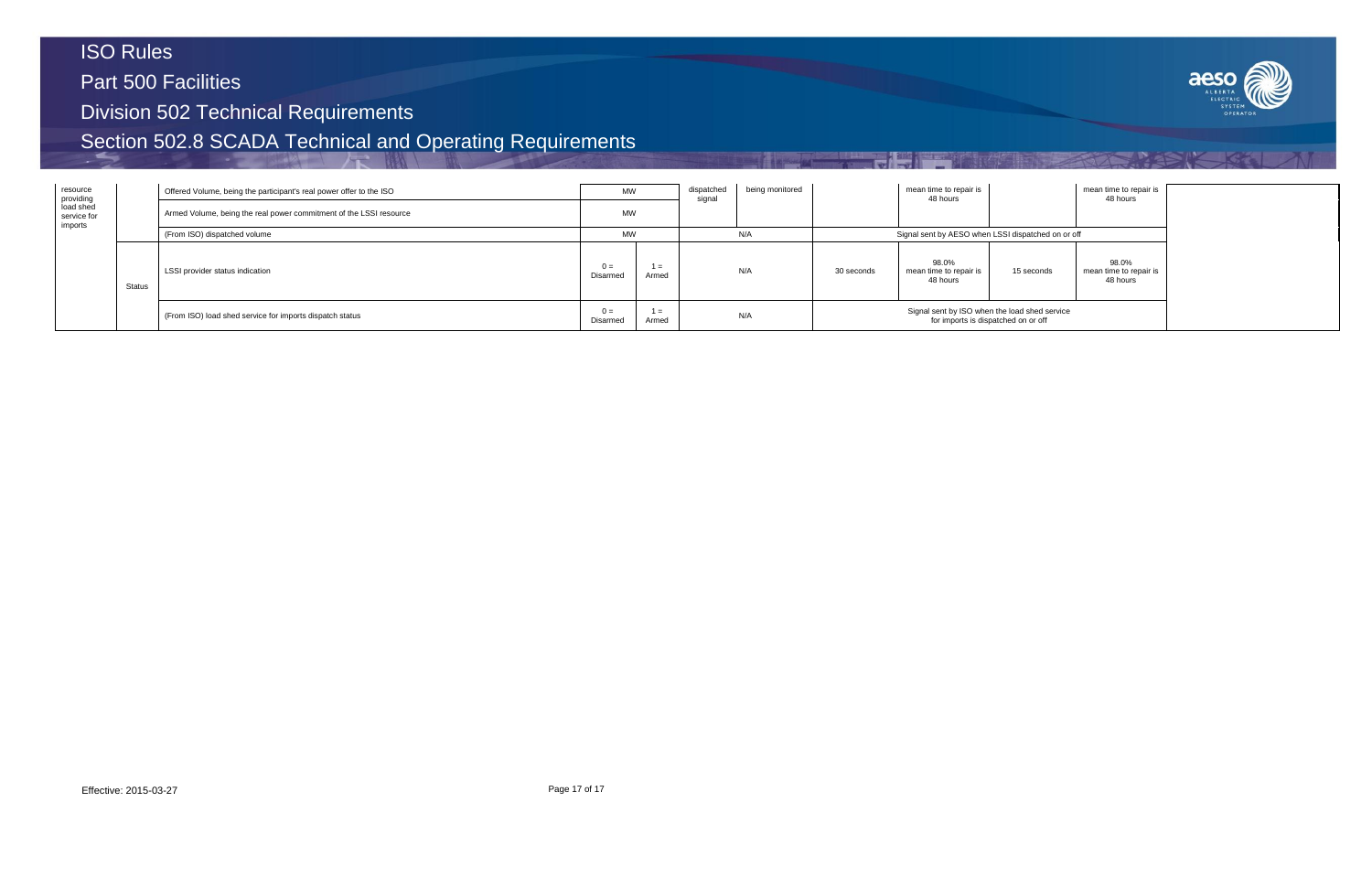| | | | | | | | | | | | | |
|---|---|---|---|---|---|---|---|---|---|---|---|---|
| resource providing load shed service for imports | | Offered Volume, being the participant's real power offer to the ISO | MW | | dispatched signal | being monitored | | mean time to repair is 48 hours | | mean time to repair is 48 hours | |
| | | Armed Volume, being the real power commitment of the LSSI resource | MW | | | | | | | | |
| | | (From ISO) dispatched volume | MW | | N/A | | Signal sent by AESO when LSSI dispatched on or off | | | | |
| | Status | LSSI provider status indication | 0 = Disarmed | 1 = Armed | N/A | | 30 seconds | 98.0% mean time to repair is 48 hours | 15 seconds | 98.0% mean time to repair is 48 hours | |
| | | (From ISO) load shed service for imports dispatch status | 0 = Disarmed | 1 = Armed | N/A | | Signal sent by ISO when the load shed service for imports is dispatched on or off | | | | |

Effective: 2015-03-27